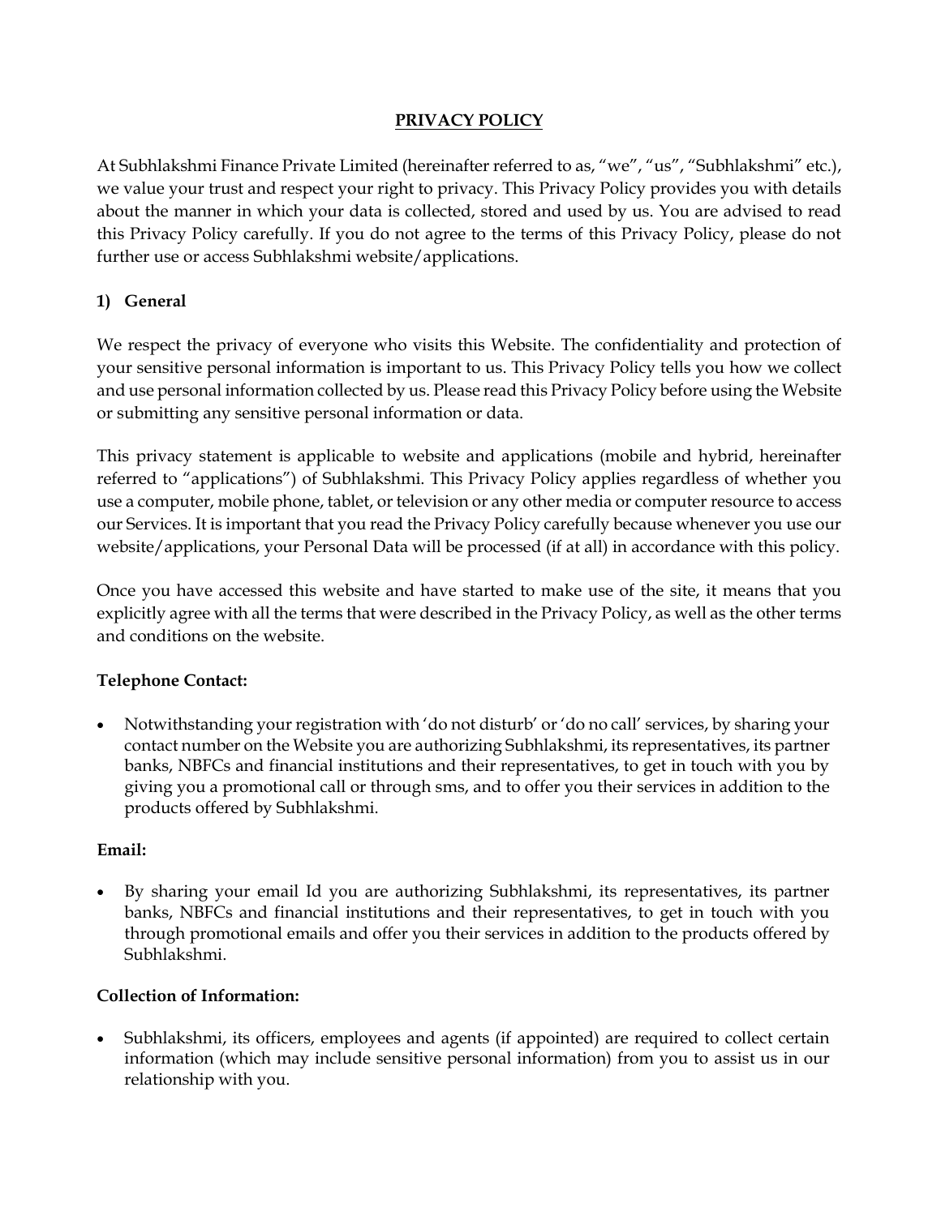# PRIVACY POLICY

At Subhlakshmi Finance Private Limited (hereinafter referred to as, "we", "us", "Subhlakshmi" etc.), we value your trust and respect your right to privacy. This Privacy Policy provides you with details about the manner in which your data is collected, stored and used by us. You are advised to read this Privacy Policy carefully. If you do not agree to the terms of this Privacy Policy, please do not further use or access Subhlakshmi website/applications.

## 1) General

We respect the privacy of everyone who visits this Website. The confidentiality and protection of your sensitive personal information is important to us. This Privacy Policy tells you how we collect and use personal information collected by us. Please read this Privacy Policy before using the Website or submitting any sensitive personal information or data.

This privacy statement is applicable to website and applications (mobile and hybrid, hereinafter referred to "applications") of Subhlakshmi. This Privacy Policy applies regardless of whether you use a computer, mobile phone, tablet, or television or any other media or computer resource to access our Services. It is important that you read the Privacy Policy carefully because whenever you use our website/applications, your Personal Data will be processed (if at all) in accordance with this policy.

Once you have accessed this website and have started to make use of the site, it means that you explicitly agree with all the terms that were described in the Privacy Policy, as well as the other terms and conditions on the website.

**Telephone Contact:**

- Notwithstanding your registration with 'do not disturb' or 'do no call' services, by sharing your contact number on the Website you are authorizing Subhlakshmi, its representatives, its partner banks, NBFCs and financial institutions and their representatives, to get in touch with you by giving you a promotional call or through sms, and to offer you their services in addition to the products offered by Subhlakshmi.

**Email:**

- By sharing your email Id you are authorizing Subhlakshmi, its representatives, its partner banks, NBFCs and financial institutions and their representatives, to get in touch with you through promotional emails and offer you their services in addition to the products offered by Subhlakshmi.

**Collection of Information:**

- Subhlakshmi, its officers, employees and agents (if appointed) are required to collect certain information (which may include sensitive personal information) from you to assist us in our relationship with you.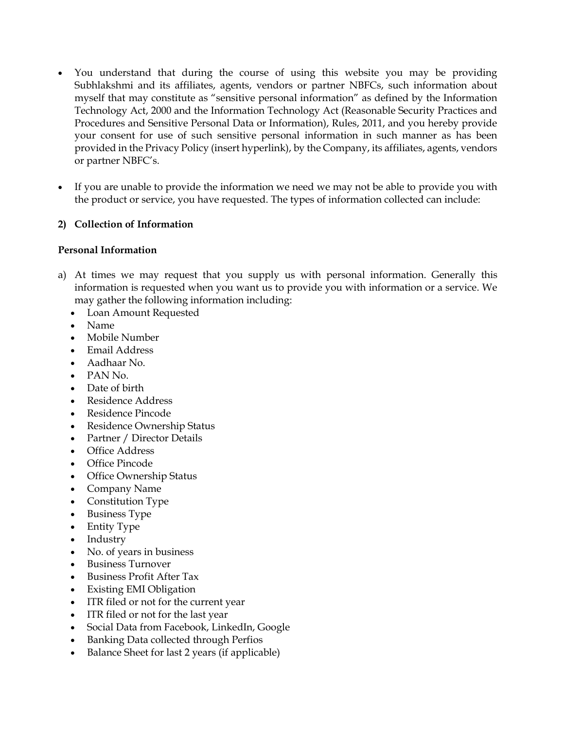- You understand that during the course of using this website you may be providing Subhlakshmi and its affiliates, agents, vendors or partner NBFCs, such information about myself that may constitute as "sensitive personal information" as defined by the Information Technology Act, 2000 and the Information Technology Act (Reasonable Security Practices and Procedures and Sensitive Personal Data or Information), Rules, 2011, and you hereby provide your consent for use of such sensitive personal information in such manner as has been provided in the Privacy Policy (insert hyperlink), by the Company, its affiliates, agents, vendors or partner NBFC's.

- If you are unable to provide the information we need we may not be able to provide you with the product or service, you have requested. The types of information collected can include:

**2) Collection of Information**

**Personal Information**

a) At times we may request that you supply us with personal information. Generally this information is requested when you want us to provide you with information or a service. We may gather the following information including:
   - Loan Amount Requested
   - Name
   - Mobile Number
   - Email Address
   - Aadhaar No.
   - PAN No.
   - Date of birth
   - Residence Address
   - Residence Pincode
   - Residence Ownership Status
   - Partner / Director Details
   - Office Address
   - Office Pincode
   - Office Ownership Status
   - Company Name
   - Constitution Type
   - Business Type
   - Entity Type
   - Industry
   - No. of years in business
   - Business Turnover
   - Business Profit After Tax
   - Existing EMI Obligation
   - ITR filed or not for the current year
   - ITR filed or not for the last year
   - Social Data from Facebook, LinkedIn, Google
   - Banking Data collected through Perfios
   - Balance Sheet for last 2 years (if applicable)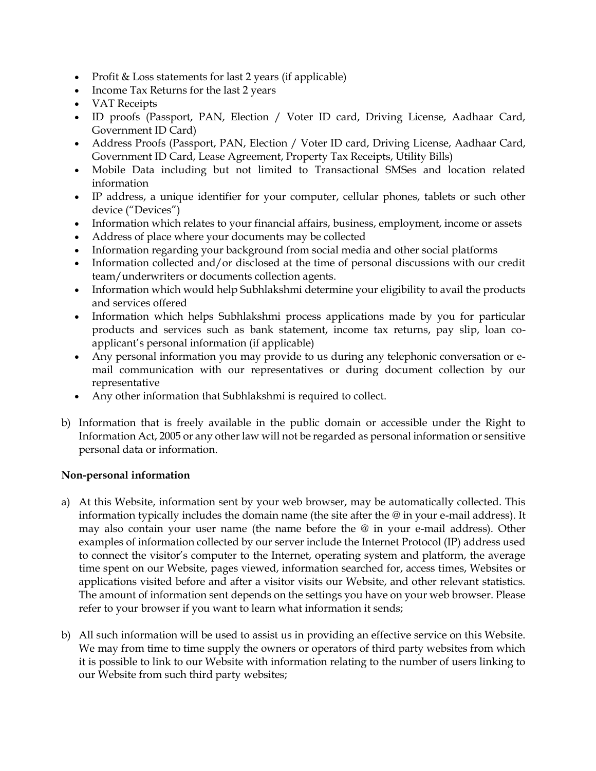- Profit & Loss statements for last 2 years (if applicable)
- Income Tax Returns for the last 2 years
- VAT Receipts
- ID proofs (Passport, PAN, Election / Voter ID card, Driving License, Aadhaar Card, Government ID Card)
- Address Proofs (Passport, PAN, Election / Voter ID card, Driving License, Aadhaar Card, Government ID Card, Lease Agreement, Property Tax Receipts, Utility Bills)
- Mobile Data including but not limited to Transactional SMSes and location related information
- IP address, a unique identifier for your computer, cellular phones, tablets or such other device ("Devices")
- Information which relates to your financial affairs, business, employment, income or assets
- Address of place where your documents may be collected
- Information regarding your background from social media and other social platforms
- Information collected and/or disclosed at the time of personal discussions with our credit team/underwriters or documents collection agents.
- Information which would help Subhlakshmi determine your eligibility to avail the products and services offered
- Information which helps Subhlakshmi process applications made by you for particular products and services such as bank statement, income tax returns, pay slip, loan co-applicant's personal information (if applicable)
- Any personal information you may provide to us during any telephonic conversation or e-mail communication with our representatives or during document collection by our representative
- Any other information that Subhlakshmi is required to collect.

b) Information that is freely available in the public domain or accessible under the Right to Information Act, 2005 or any other law will not be regarded as personal information or sensitive personal data or information.

**Non-personal information**

a) At this Website, information sent by your web browser, may be automatically collected. This information typically includes the domain name (the site after the @ in your e-mail address). It may also contain your user name (the name before the @ in your e-mail address). Other examples of information collected by our server include the Internet Protocol (IP) address used to connect the visitor's computer to the Internet, operating system and platform, the average time spent on our Website, pages viewed, information searched for, access times, Websites or applications visited before and after a visitor visits our Website, and other relevant statistics. The amount of information sent depends on the settings you have on your web browser. Please refer to your browser if you want to learn what information it sends;

b) All such information will be used to assist us in providing an effective service on this Website. We may from time to time supply the owners or operators of third party websites from which it is possible to link to our Website with information relating to the number of users linking to our Website from such third party websites;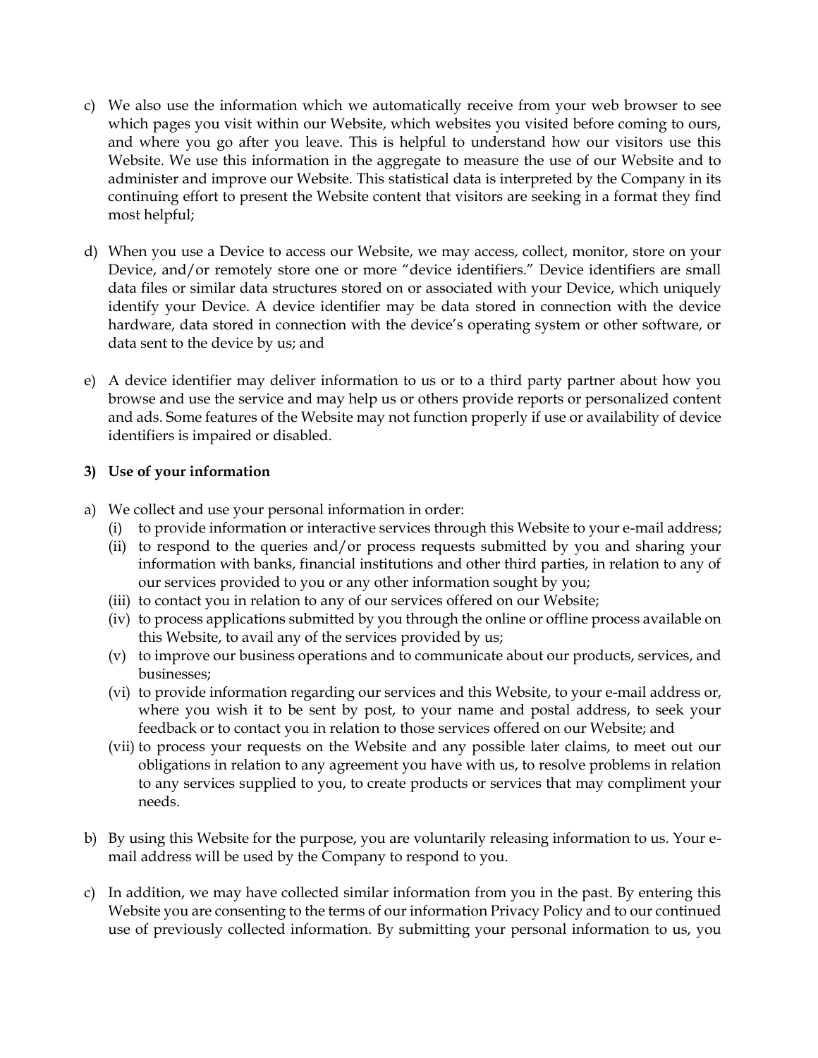c) We also use the information which we automatically receive from your web browser to see which pages you visit within our Website, which websites you visited before coming to ours, and where you go after you leave. This is helpful to understand how our visitors use this Website. We use this information in the aggregate to measure the use of our Website and to administer and improve our Website. This statistical data is interpreted by the Company in its continuing effort to present the Website content that visitors are seeking in a format they find most helpful;

d) When you use a Device to access our Website, we may access, collect, monitor, store on your Device, and/or remotely store one or more "device identifiers." Device identifiers are small data files or similar data structures stored on or associated with your Device, which uniquely identify your Device. A device identifier may be data stored in connection with the device hardware, data stored in connection with the device's operating system or other software, or data sent to the device by us; and

e) A device identifier may deliver information to us or to a third party partner about how you browse and use the service and may help us or others provide reports or personalized content and ads. Some features of the Website may not function properly if use or availability of device identifiers is impaired or disabled.

**3) Use of your information**

a) We collect and use your personal information in order:
   (i) to provide information or interactive services through this Website to your e-mail address;
   (ii) to respond to the queries and/or process requests submitted by you and sharing your information with banks, financial institutions and other third parties, in relation to any of our services provided to you or any other information sought by you;
   (iii) to contact you in relation to any of our services offered on our Website;
   (iv) to process applications submitted by you through the online or offline process available on this Website, to avail any of the services provided by us;
   (v) to improve our business operations and to communicate about our products, services, and businesses;
   (vi) to provide information regarding our services and this Website, to your e-mail address or, where you wish it to be sent by post, to your name and postal address, to seek your feedback or to contact you in relation to those services offered on our Website; and
   (vii) to process your requests on the Website and any possible later claims, to meet out our obligations in relation to any agreement you have with us, to resolve problems in relation to any services supplied to you, to create products or services that may compliment your needs.

b) By using this Website for the purpose, you are voluntarily releasing information to us. Your e-mail address will be used by the Company to respond to you.

c) In addition, we may have collected similar information from you in the past. By entering this Website you are consenting to the terms of our information Privacy Policy and to our continued use of previously collected information. By submitting your personal information to us, you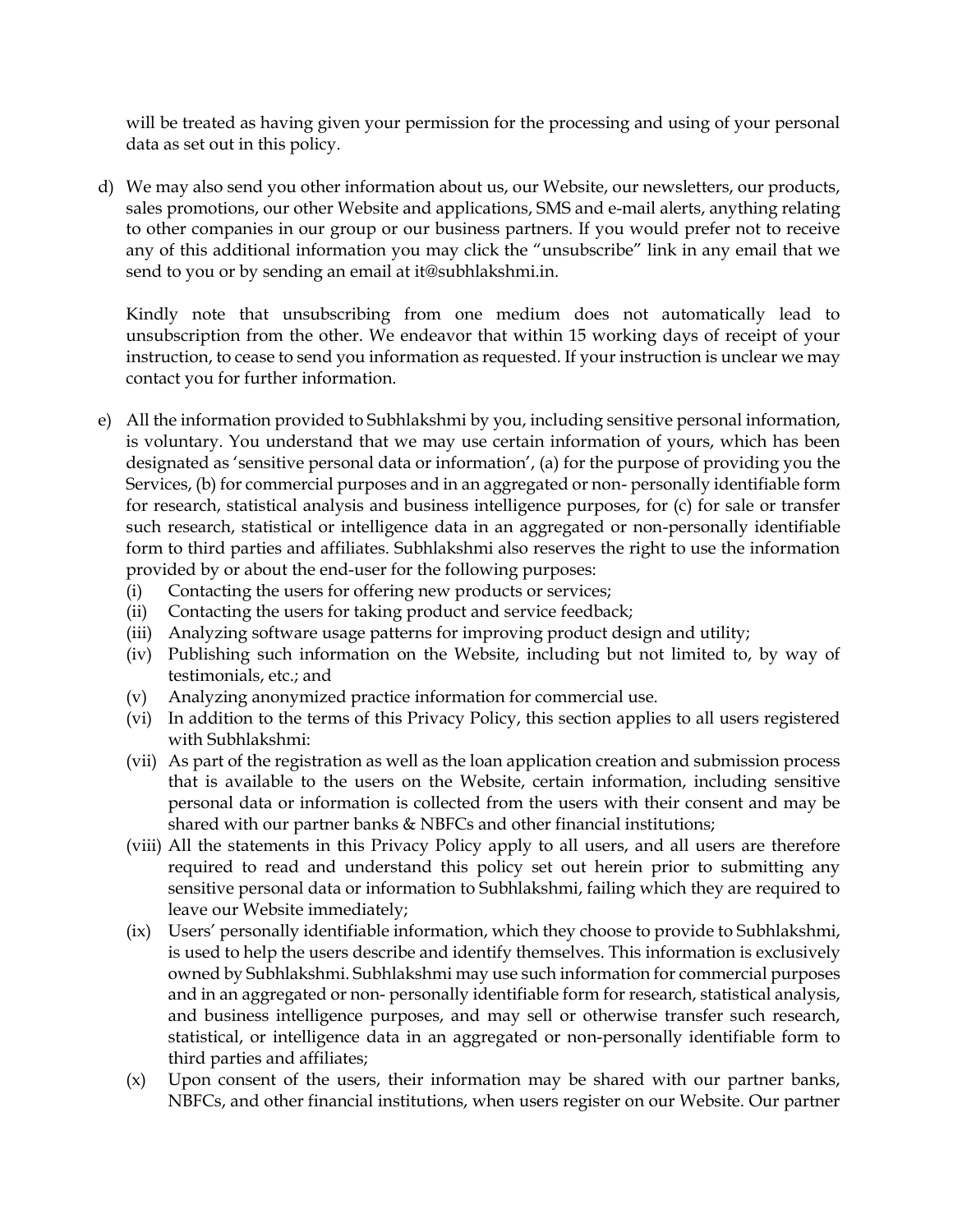will be treated as having given your permission for the processing and using of your personal data as set out in this policy.

d) We may also send you other information about us, our Website, our newsletters, our products, sales promotions, our other Website and applications, SMS and e-mail alerts, anything relating to other companies in our group or our business partners. If you would prefer not to receive any of this additional information you may click the "unsubscribe" link in any email that we send to you or by sending an email at it@subhlakshmi.in.

   Kindly note that unsubscribing from one medium does not automatically lead to unsubscription from the other. We endeavor that within 15 working days of receipt of your instruction, to cease to send you information as requested. If your instruction is unclear we may contact you for further information.

e) All the information provided to Subhlakshmi by you, including sensitive personal information, is voluntary. You understand that we may use certain information of yours, which has been designated as 'sensitive personal data or information', (a) for the purpose of providing you the Services, (b) for commercial purposes and in an aggregated or non- personally identifiable form for research, statistical analysis and business intelligence purposes, for (c) for sale or transfer such research, statistical or intelligence data in an aggregated or non-personally identifiable form to third parties and affiliates. Subhlakshmi also reserves the right to use the information provided by or about the end-user for the following purposes:
   (i) Contacting the users for offering new products or services;
   (ii) Contacting the users for taking product and service feedback;
   (iii) Analyzing software usage patterns for improving product design and utility;
   (iv) Publishing such information on the Website, including but not limited to, by way of testimonials, etc.; and
   (v) Analyzing anonymized practice information for commercial use.
   (vi) In addition to the terms of this Privacy Policy, this section applies to all users registered with Subhlakshmi:
   (vii) As part of the registration as well as the loan application creation and submission process that is available to the users on the Website, certain information, including sensitive personal data or information is collected from the users with their consent and may be shared with our partner banks & NBFCs and other financial institutions;
   (viii) All the statements in this Privacy Policy apply to all users, and all users are therefore required to read and understand this policy set out herein prior to submitting any sensitive personal data or information to Subhlakshmi, failing which they are required to leave our Website immediately;
   (ix) Users' personally identifiable information, which they choose to provide to Subhlakshmi, is used to help the users describe and identify themselves. This information is exclusively owned by Subhlakshmi. Subhlakshmi may use such information for commercial purposes and in an aggregated or non- personally identifiable form for research, statistical analysis, and business intelligence purposes, and may sell or otherwise transfer such research, statistical, or intelligence data in an aggregated or non-personally identifiable form to third parties and affiliates;
   (x) Upon consent of the users, their information may be shared with our partner banks, NBFCs, and other financial institutions, when users register on our Website. Our partner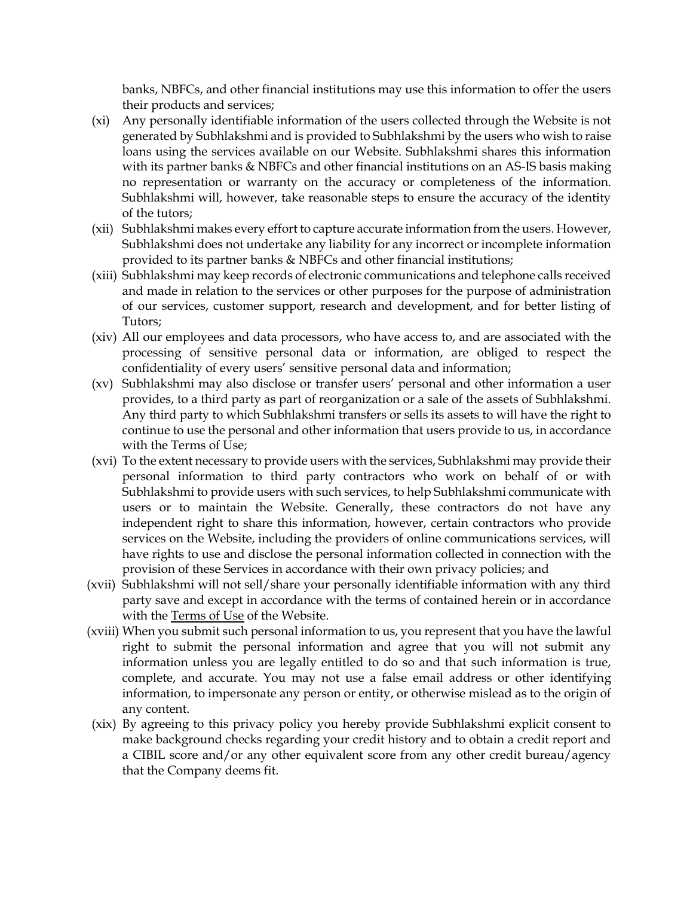banks, NBFCs, and other financial institutions may use this information to offer the users their products and services;

(xi) Any personally identifiable information of the users collected through the Website is not generated by Subhlakshmi and is provided to Subhlakshmi by the users who wish to raise loans using the services available on our Website. Subhlakshmi shares this information with its partner banks & NBFCs and other financial institutions on an AS-IS basis making no representation or warranty on the accuracy or completeness of the information. Subhlakshmi will, however, take reasonable steps to ensure the accuracy of the identity of the tutors;

(xii) Subhlakshmi makes every effort to capture accurate information from the users. However, Subhlakshmi does not undertake any liability for any incorrect or incomplete information provided to its partner banks & NBFCs and other financial institutions;

(xiii) Subhlakshmi may keep records of electronic communications and telephone calls received and made in relation to the services or other purposes for the purpose of administration of our services, customer support, research and development, and for better listing of Tutors;

(xiv) All our employees and data processors, who have access to, and are associated with the processing of sensitive personal data or information, are obliged to respect the confidentiality of every users' sensitive personal data and information;

(xv) Subhlakshmi may also disclose or transfer users' personal and other information a user provides, to a third party as part of reorganization or a sale of the assets of Subhlakshmi. Any third party to which Subhlakshmi transfers or sells its assets to will have the right to continue to use the personal and other information that users provide to us, in accordance with the Terms of Use;

(xvi) To the extent necessary to provide users with the services, Subhlakshmi may provide their personal information to third party contractors who work on behalf of or with Subhlakshmi to provide users with such services, to help Subhlakshmi communicate with users or to maintain the Website. Generally, these contractors do not have any independent right to share this information, however, certain contractors who provide services on the Website, including the providers of online communications services, will have rights to use and disclose the personal information collected in connection with the provision of these Services in accordance with their own privacy policies; and

(xvii) Subhlakshmi will not sell/share your personally identifiable information with any third party save and except in accordance with the terms of contained herein or in accordance with the Terms of Use of the Website.

(xviii) When you submit such personal information to us, you represent that you have the lawful right to submit the personal information and agree that you will not submit any information unless you are legally entitled to do so and that such information is true, complete, and accurate. You may not use a false email address or other identifying information, to impersonate any person or entity, or otherwise mislead as to the origin of any content.

(xix) By agreeing to this privacy policy you hereby provide Subhlakshmi explicit consent to make background checks regarding your credit history and to obtain a credit report and a CIBIL score and/or any other equivalent score from any other credit bureau/agency that the Company deems fit.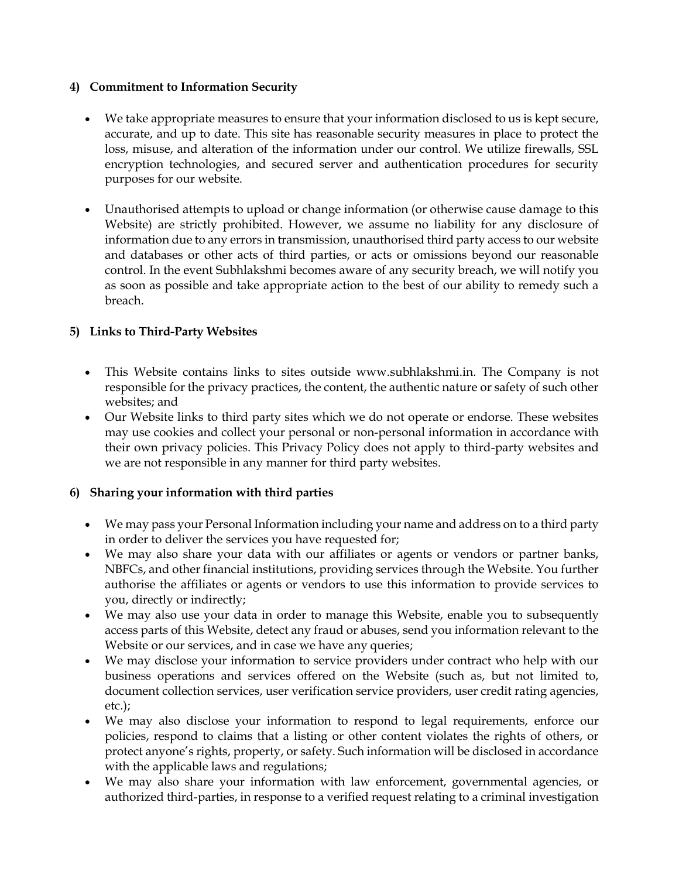**4) Commitment to Information Security**

- We take appropriate measures to ensure that your information disclosed to us is kept secure, accurate, and up to date. This site has reasonable security measures in place to protect the loss, misuse, and alteration of the information under our control. We utilize firewalls, SSL encryption technologies, and secured server and authentication procedures for security purposes for our website.

- Unauthorised attempts to upload or change information (or otherwise cause damage to this Website) are strictly prohibited. However, we assume no liability for any disclosure of information due to any errors in transmission, unauthorised third party access to our website and databases or other acts of third parties, or acts or omissions beyond our reasonable control. In the event Subhlakshmi becomes aware of any security breach, we will notify you as soon as possible and take appropriate action to the best of our ability to remedy such a breach.

**5) Links to Third-Party Websites**

- This Website contains links to sites outside www.subhlakshmi.in. The Company is not responsible for the privacy practices, the content, the authentic nature or safety of such other websites; and
- Our Website links to third party sites which we do not operate or endorse. These websites may use cookies and collect your personal or non-personal information in accordance with their own privacy policies. This Privacy Policy does not apply to third-party websites and we are not responsible in any manner for third party websites.

**6) Sharing your information with third parties**

- We may pass your Personal Information including your name and address on to a third party in order to deliver the services you have requested for;
- We may also share your data with our affiliates or agents or vendors or partner banks, NBFCs, and other financial institutions, providing services through the Website. You further authorise the affiliates or agents or vendors to use this information to provide services to you, directly or indirectly;
- We may also use your data in order to manage this Website, enable you to subsequently access parts of this Website, detect any fraud or abuses, send you information relevant to the Website or our services, and in case we have any queries;
- We may disclose your information to service providers under contract who help with our business operations and services offered on the Website (such as, but not limited to, document collection services, user verification service providers, user credit rating agencies, etc.);
- We may also disclose your information to respond to legal requirements, enforce our policies, respond to claims that a listing or other content violates the rights of others, or protect anyone's rights, property, or safety. Such information will be disclosed in accordance with the applicable laws and regulations;
- We may also share your information with law enforcement, governmental agencies, or authorized third-parties, in response to a verified request relating to a criminal investigation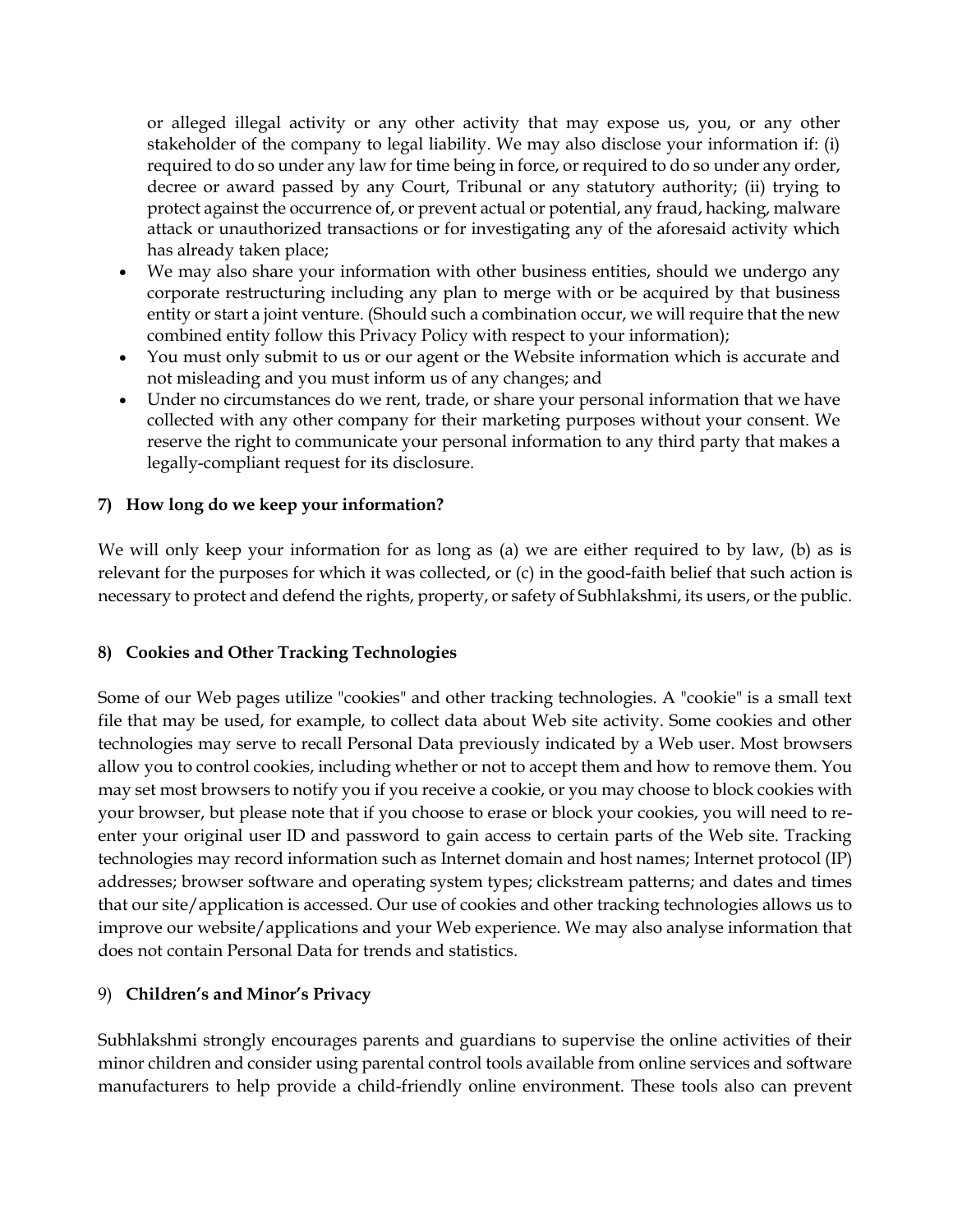or alleged illegal activity or any other activity that may expose us, you, or any other stakeholder of the company to legal liability. We may also disclose your information if: (i) required to do so under any law for time being in force, or required to do so under any order, decree or award passed by any Court, Tribunal or any statutory authority; (ii) trying to protect against the occurrence of, or prevent actual or potential, any fraud, hacking, malware attack or unauthorized transactions or for investigating any of the aforesaid activity which has already taken place;

- We may also share your information with other business entities, should we undergo any corporate restructuring including any plan to merge with or be acquired by that business entity or start a joint venture. (Should such a combination occur, we will require that the new combined entity follow this Privacy Policy with respect to your information);
- You must only submit to us or our agent or the Website information which is accurate and not misleading and you must inform us of any changes; and
- Under no circumstances do we rent, trade, or share your personal information that we have collected with any other company for their marketing purposes without your consent. We reserve the right to communicate your personal information to any third party that makes a legally-compliant request for its disclosure.

**7) How long do we keep your information?**

We will only keep your information for as long as (a) we are either required to by law, (b) as is relevant for the purposes for which it was collected, or (c) in the good-faith belief that such action is necessary to protect and defend the rights, property, or safety of Subhlakshmi, its users, or the public.

**8) Cookies and Other Tracking Technologies**

Some of our Web pages utilize "cookies" and other tracking technologies. A "cookie" is a small text file that may be used, for example, to collect data about Web site activity. Some cookies and other technologies may serve to recall Personal Data previously indicated by a Web user. Most browsers allow you to control cookies, including whether or not to accept them and how to remove them. You may set most browsers to notify you if you receive a cookie, or you may choose to block cookies with your browser, but please note that if you choose to erase or block your cookies, you will need to re-enter your original user ID and password to gain access to certain parts of the Web site. Tracking technologies may record information such as Internet domain and host names; Internet protocol (IP) addresses; browser software and operating system types; clickstream patterns; and dates and times that our site/application is accessed. Our use of cookies and other tracking technologies allows us to improve our website/applications and your Web experience. We may also analyse information that does not contain Personal Data for trends and statistics.

9) **Children's and Minor's Privacy**

Subhlakshmi strongly encourages parents and guardians to supervise the online activities of their minor children and consider using parental control tools available from online services and software manufacturers to help provide a child-friendly online environment. These tools also can prevent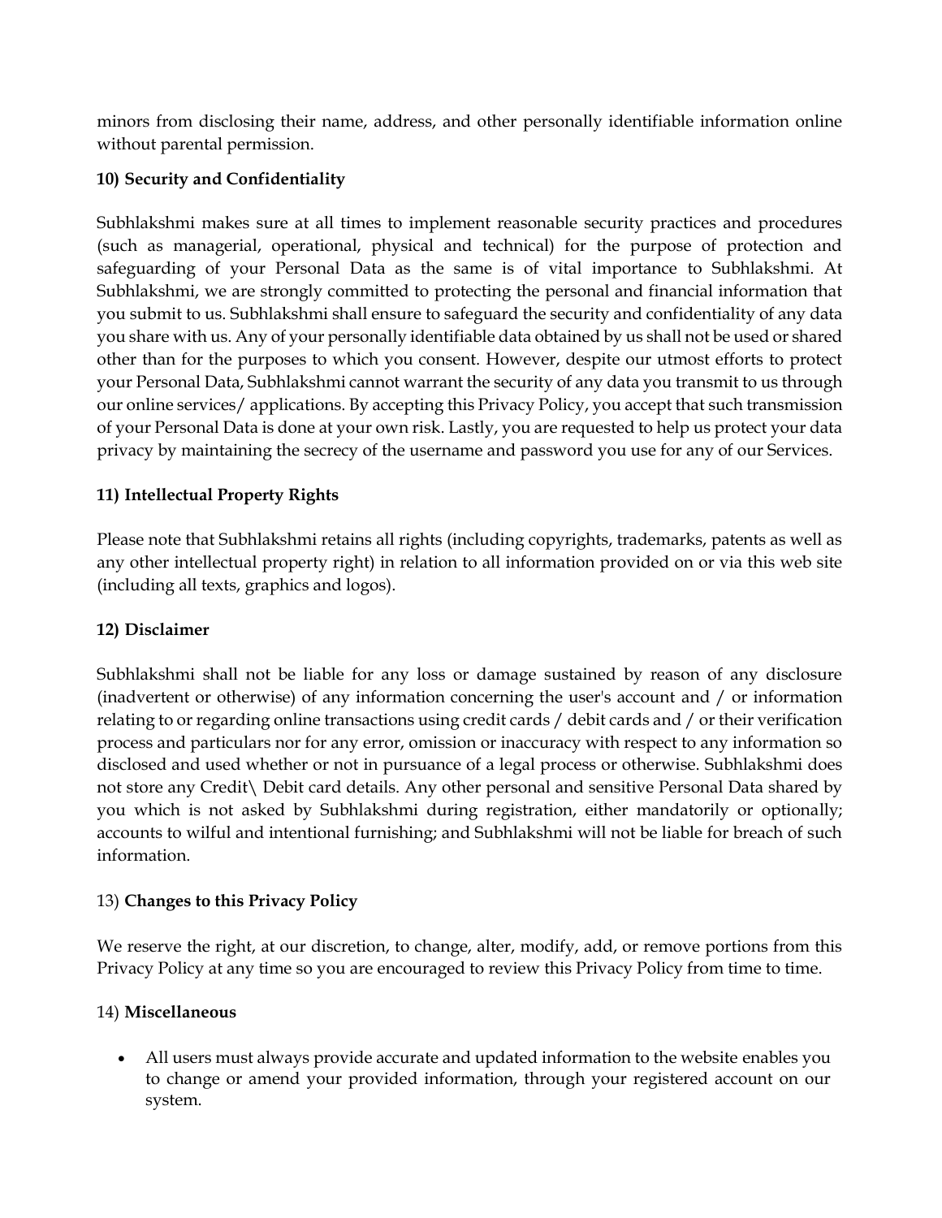minors from disclosing their name, address, and other personally identifiable information online without parental permission.

**10) Security and Confidentiality**

Subhlakshmi makes sure at all times to implement reasonable security practices and procedures (such as managerial, operational, physical and technical) for the purpose of protection and safeguarding of your Personal Data as the same is of vital importance to Subhlakshmi. At Subhlakshmi, we are strongly committed to protecting the personal and financial information that you submit to us. Subhlakshmi shall ensure to safeguard the security and confidentiality of any data you share with us. Any of your personally identifiable data obtained by us shall not be used or shared other than for the purposes to which you consent. However, despite our utmost efforts to protect your Personal Data, Subhlakshmi cannot warrant the security of any data you transmit to us through our online services/ applications. By accepting this Privacy Policy, you accept that such transmission of your Personal Data is done at your own risk. Lastly, you are requested to help us protect your data privacy by maintaining the secrecy of the username and password you use for any of our Services.

**11) Intellectual Property Rights**

Please note that Subhlakshmi retains all rights (including copyrights, trademarks, patents as well as any other intellectual property right) in relation to all information provided on or via this web site (including all texts, graphics and logos).

**12) Disclaimer**

Subhlakshmi shall not be liable for any loss or damage sustained by reason of any disclosure (inadvertent or otherwise) of any information concerning the user's account and / or information relating to or regarding online transactions using credit cards / debit cards and / or their verification process and particulars nor for any error, omission or inaccuracy with respect to any information so disclosed and used whether or not in pursuance of a legal process or otherwise. Subhlakshmi does not store any Credit\ Debit card details. Any other personal and sensitive Personal Data shared by you which is not asked by Subhlakshmi during registration, either mandatorily or optionally; accounts to wilful and intentional furnishing; and Subhlakshmi will not be liable for breach of such information.

13) **Changes to this Privacy Policy**

We reserve the right, at our discretion, to change, alter, modify, add, or remove portions from this Privacy Policy at any time so you are encouraged to review this Privacy Policy from time to time.

14) **Miscellaneous**

- All users must always provide accurate and updated information to the website enables you to change or amend your provided information, through your registered account on our system.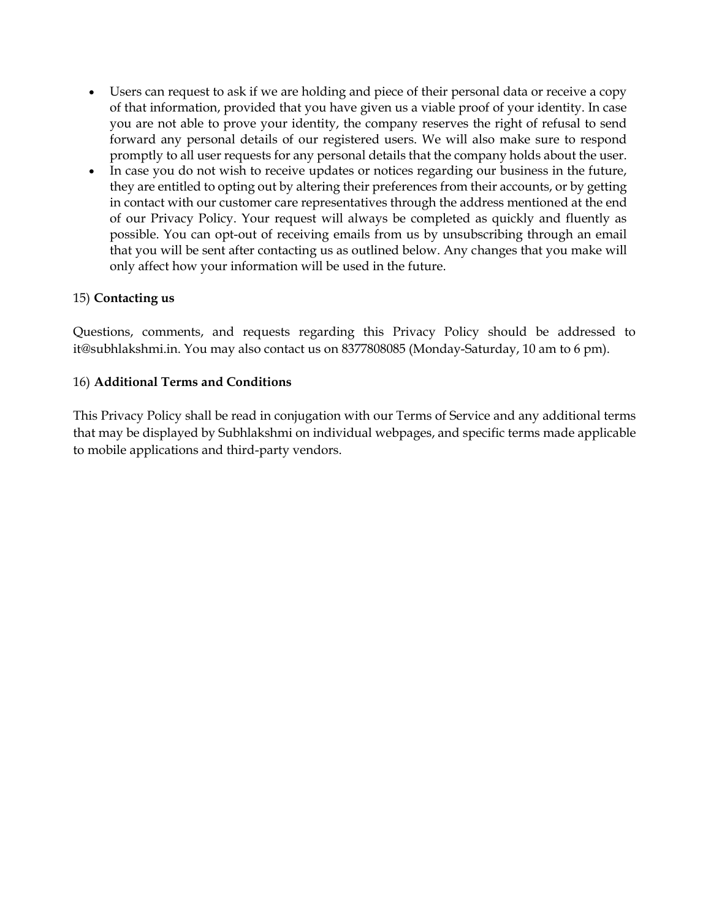- Users can request to ask if we are holding and piece of their personal data or receive a copy of that information, provided that you have given us a viable proof of your identity. In case you are not able to prove your identity, the company reserves the right of refusal to send forward any personal details of our registered users. We will also make sure to respond promptly to all user requests for any personal details that the company holds about the user.
- In case you do not wish to receive updates or notices regarding our business in the future, they are entitled to opting out by altering their preferences from their accounts, or by getting in contact with our customer care representatives through the address mentioned at the end of our Privacy Policy. Your request will always be completed as quickly and fluently as possible. You can opt-out of receiving emails from us by unsubscribing through an email that you will be sent after contacting us as outlined below. Any changes that you make will only affect how your information will be used in the future.

15) **Contacting us**

Questions, comments, and requests regarding this Privacy Policy should be addressed to it@subhlakshmi.in. You may also contact us on 8377808085 (Monday-Saturday, 10 am to 6 pm).

16) **Additional Terms and Conditions**

This Privacy Policy shall be read in conjugation with our Terms of Service and any additional terms that may be displayed by Subhlakshmi on individual webpages, and specific terms made applicable to mobile applications and third-party vendors.